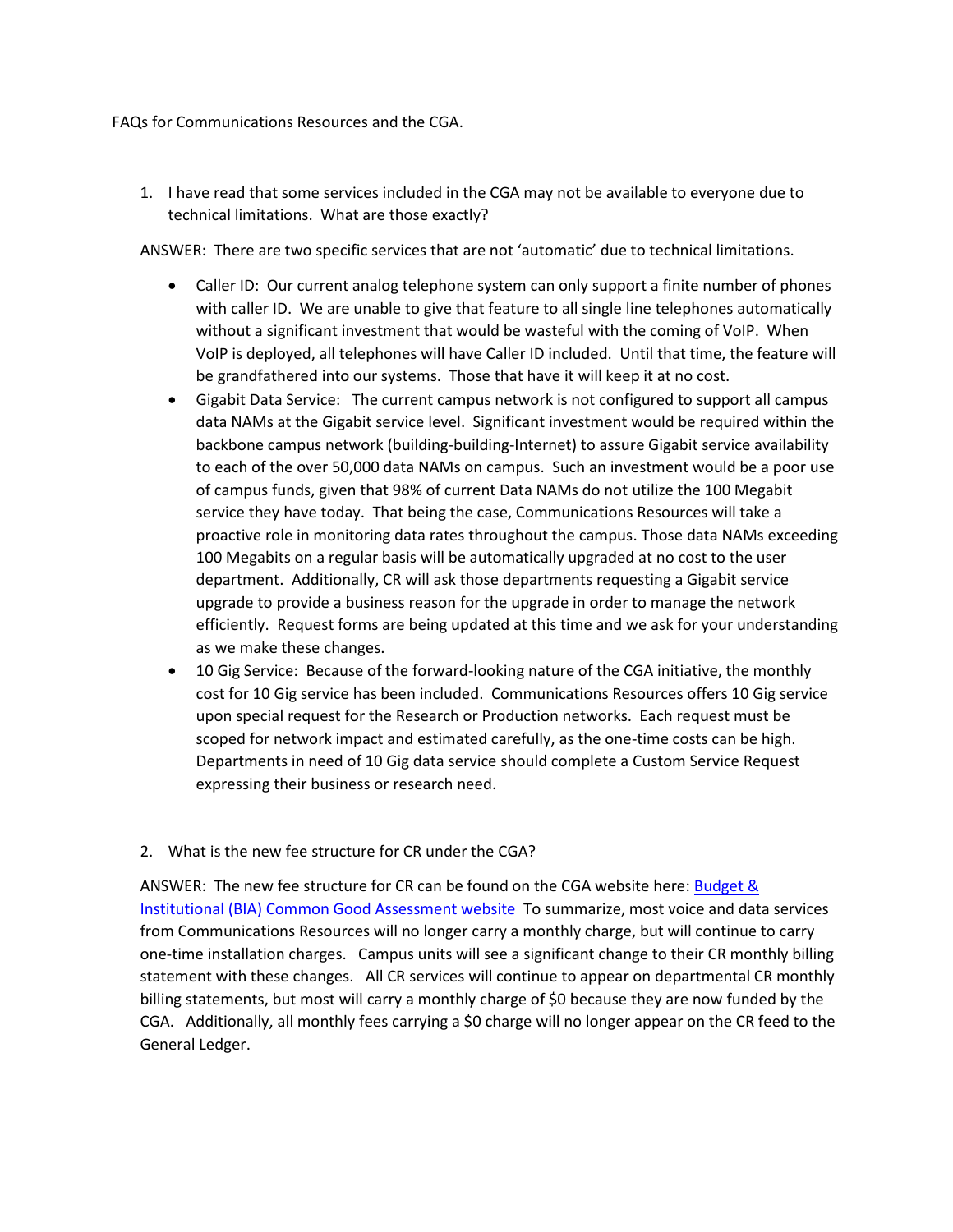FAQs for Communications Resources and the CGA.

1. I have read that some services included in the CGA may not be available to everyone due to technical limitations. What are those exactly?

ANSWER: There are two specific services that are not 'automatic' due to technical limitations.

- Caller ID: Our current analog telephone system can only support a finite number of phones with caller ID. We are unable to give that feature to all single line telephones automatically without a significant investment that would be wasteful with the coming of VoIP. When VoIP is deployed, all telephones will have Caller ID included. Until that time, the feature will be grandfathered into our systems. Those that have it will keep it at no cost.
- Gigabit Data Service: The current campus network is not configured to support all campus data NAMs at the Gigabit service level. Significant investment would be required within the backbone campus network (building-building-Internet) to assure Gigabit service availability to each of the over 50,000 data NAMs on campus. Such an investment would be a poor use of campus funds, given that 98% of current Data NAMs do not utilize the 100 Megabit service they have today. That being the case, Communications Resources will take a proactive role in monitoring data rates throughout the campus. Those data NAMs exceeding 100 Megabits on a regular basis will be automatically upgraded at no cost to the user department. Additionally, CR will ask those departments requesting a Gigabit service upgrade to provide a business reason for the upgrade in order to manage the network efficiently. Request forms are being updated at this time and we ask for your understanding as we make these changes.
- 10 Gig Service: Because of the forward-looking nature of the CGA initiative, the monthly cost for 10 Gig service has been included. Communications Resources offers 10 Gig service upon special request for the Research or Production networks. Each request must be scoped for network impact and estimated carefully, as the one-time costs can be high. Departments in need of 10 Gig data service should complete a Custom Service Request expressing their business or research need.

2. What is the new fee structure for CR under the CGA?

ANSWER: The new fee structure for CR can be found on the CGA website here: Budget & Institutional (BIA) Common Good Assessment website To summarize, most voice and data services from Communications Resources will no longer carry a monthly charge, but will continue to carry one-time installation charges. Campus units will see a significant change to their CR monthly billing statement with these changes. All CR services will continue to appear on departmental CR monthly billing statements, but most will carry a monthly charge of $0 because they are now funded by the CGA. Additionally, all monthly fees carrying a $0 charge will no longer appear on the CR feed to the General Ledger.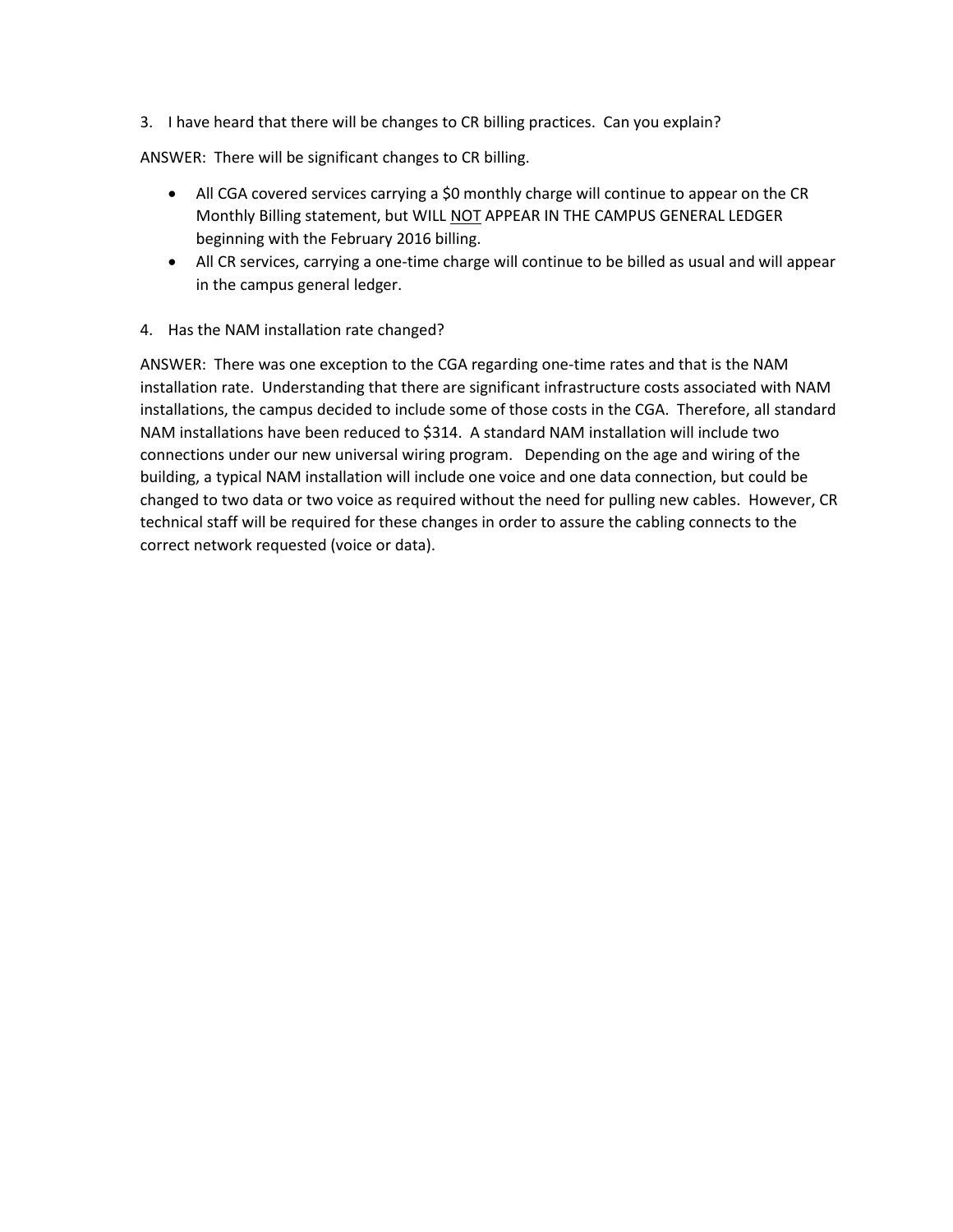3. I have heard that there will be changes to CR billing practices. Can you explain?

ANSWER: There will be significant changes to CR billing.

- All CGA covered services carrying a $0 monthly charge will continue to appear on the CR Monthly Billing statement, but WILL <u>NOT</u> APPEAR IN THE CAMPUS GENERAL LEDGER beginning with the February 2016 billing.
- All CR services, carrying a one-time charge will continue to be billed as usual and will appear in the campus general ledger.

4. Has the NAM installation rate changed?

ANSWER: There was one exception to the CGA regarding one-time rates and that is the NAM installation rate. Understanding that there are significant infrastructure costs associated with NAM installations, the campus decided to include some of those costs in the CGA. Therefore, all standard NAM installations have been reduced to $314. A standard NAM installation will include two connections under our new universal wiring program. Depending on the age and wiring of the building, a typical NAM installation will include one voice and one data connection, but could be changed to two data or two voice as required without the need for pulling new cables. However, CR technical staff will be required for these changes in order to assure the cabling connects to the correct network requested (voice or data).